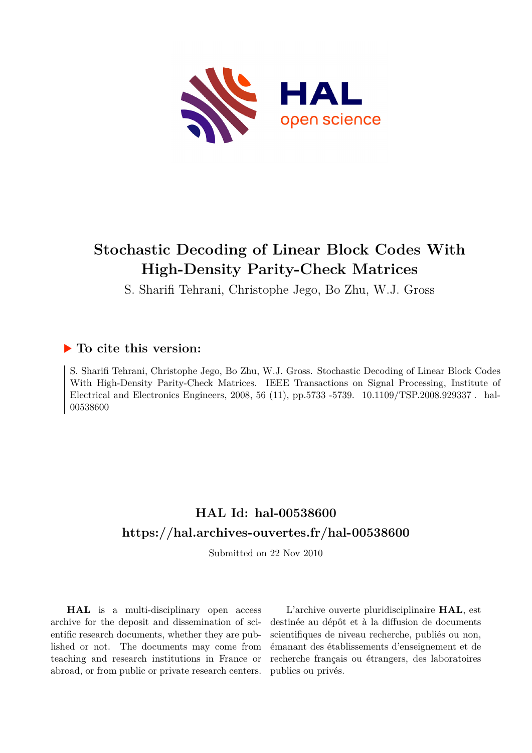# Stochastic Decoding of Linear Block Codes With High-Density Parity-Check Matrices

S. Sharifi Tehrani, Christophe Jego, Bo Zhu, W.J. Gross

## ▶ To cite this version:

S. Sharifi Tehrani, Christophe Jego, Bo Zhu, W.J. Gross. Stochastic Decoding of Linear Block Codes With High-Density Parity-Check Matrices. IEEE Transactions on Signal Processing, Institute of Electrical and Electronics Engineers, 2008, 56 (11), pp.5733 -5739. 10.1109/TSP.2008.929337 . hal-00538600

## HAL Id: hal-00538600

## https://hal.archives-ouvertes.fr/hal-00538600

Submitted on 22 Nov 2010

**HAL** is a multi-disciplinary open access archive for the deposit and dissemination of scientific research documents, whether they are published or not. The documents may come from teaching and research institutions in France or abroad, or from public or private research centers.

L'archive ouverte pluridisciplinaire **HAL**, est destinée au dépôt et à la diffusion de documents scientifiques de niveau recherche, publiés ou non, émanant des établissements d'enseignement et de recherche français ou étrangers, des laboratoires publics ou privés.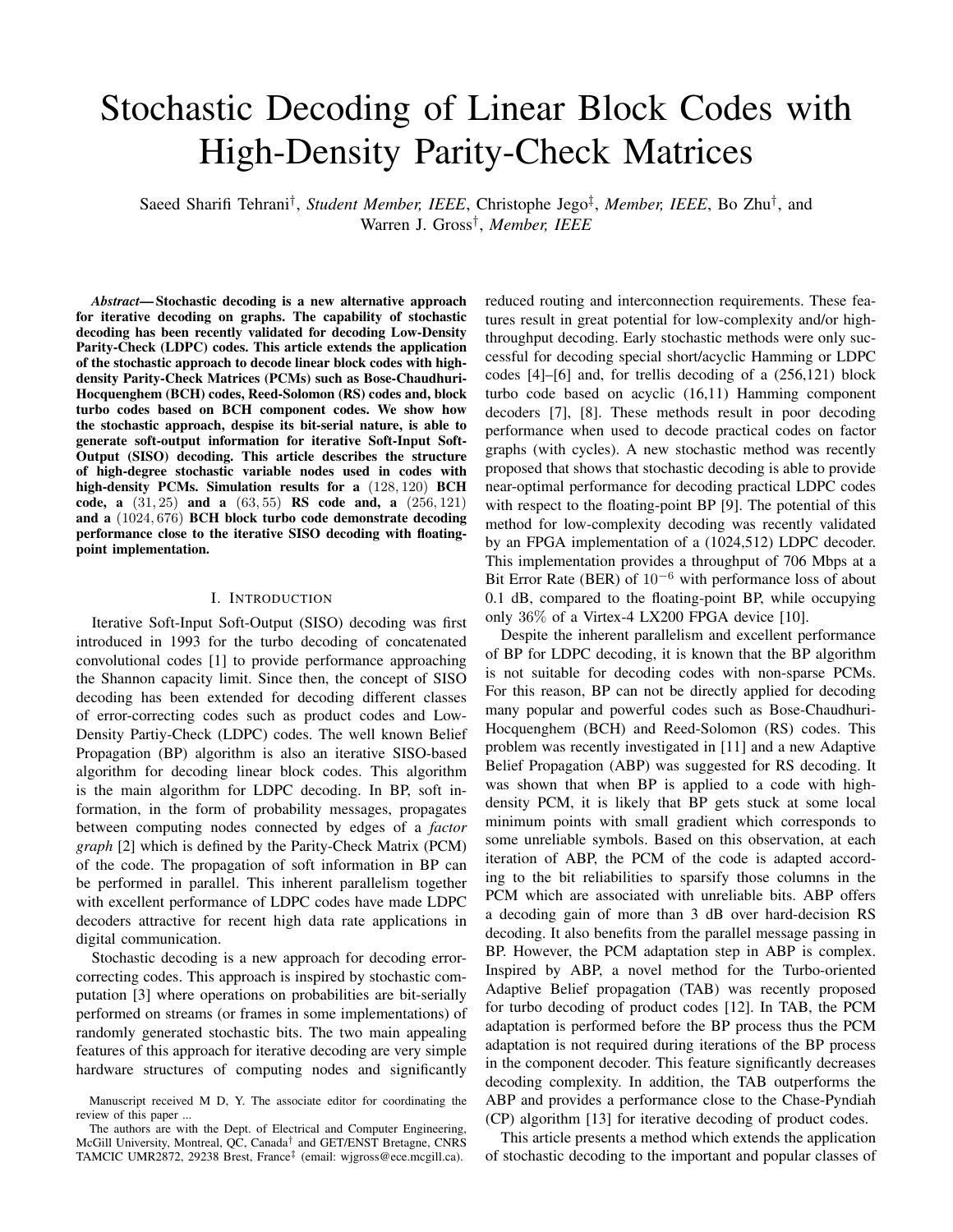# Stochastic Decoding of Linear Block Codes with High-Density Parity-Check Matrices

Saeed Sharifi Tehrani[†], *Student Member, IEEE*, Christophe Jego[‡], *Member, IEEE*, Bo Zhu[†], and Warren J. Gross[†], *Member, IEEE*

***Abstract*— Stochastic decoding is a new alternative approach for iterative decoding on graphs. The capability of stochastic decoding has been recently validated for decoding Low-Density Parity-Check (LDPC) codes. This article extends the application of the stochastic approach to decode linear block codes with high-density Parity-Check Matrices (PCMs) such as Bose-Chaudhuri-Hocquenghem (BCH) codes, Reed-Solomon (RS) codes and, block turbo codes based on BCH component codes. We show how the stochastic approach, despise its bit-serial nature, is able to generate soft-output information for iterative Soft-Input Soft-Output (SISO) decoding. This article describes the structure of high-degree stochastic variable nodes used in codes with high-density PCMs. Simulation results for a $(128, 120)$ BCH code, a $(31, 25)$ and a $(63, 55)$ RS code and, a $(256, 121)$ and a $(1024, 676)$ BCH block turbo code demonstrate decoding performance close to the iterative SISO decoding with floating-point implementation.**

## I. Introduction

Iterative Soft-Input Soft-Output (SISO) decoding was first introduced in 1993 for the turbo decoding of concatenated convolutional codes [1] to provide performance approaching the Shannon capacity limit. Since then, the concept of SISO decoding has been extended for decoding different classes of error-correcting codes such as product codes and Low-Density Partiy-Check (LDPC) codes. The well known Belief Propagation (BP) algorithm is also an iterative SISO-based algorithm for decoding linear block codes. This algorithm is the main algorithm for LDPC decoding. In BP, soft information, in the form of probability messages, propagates between computing nodes connected by edges of a *factor graph* [2] which is defined by the Parity-Check Matrix (PCM) of the code. The propagation of soft information in BP can be performed in parallel. This inherent parallelism together with excellent performance of LDPC codes have made LDPC decoders attractive for recent high data rate applications in digital communication.

Stochastic decoding is a new approach for decoding error-correcting codes. This approach is inspired by stochastic computation [3] where operations on probabilities are bit-serially performed on streams (or frames in some implementations) of randomly generated stochastic bits. The two main appealing features of this approach for iterative decoding are very simple hardware structures of computing nodes and significantly reduced routing and interconnection requirements. These features result in great potential for low-complexity and/or high-throughput decoding. Early stochastic methods were only successful for decoding special short/acyclic Hamming or LDPC codes [4]–[6] and, for trellis decoding of a (256,121) block turbo code based on acyclic (16,11) Hamming component decoders [7], [8]. These methods result in poor decoding performance when used to decode practical codes on factor graphs (with cycles). A new stochastic method was recently proposed that shows that stochastic decoding is able to provide near-optimal performance for decoding practical LDPC codes with respect to the floating-point BP [9]. The potential of this method for low-complexity decoding was recently validated by an FPGA implementation of a (1024,512) LDPC decoder. This implementation provides a throughput of 706 Mbps at a Bit Error Rate (BER) of $10^{-6}$ with performance loss of about 0.1 dB, compared to the floating-point BP, while occupying only $36\%$ of a Virtex-4 LX200 FPGA device [10].

Despite the inherent parallelism and excellent performance of BP for LDPC decoding, it is known that the BP algorithm is not suitable for decoding codes with non-sparse PCMs. For this reason, BP can not be directly applied for decoding many popular and powerful codes such as Bose-Chaudhuri-Hocquenghem (BCH) and Reed-Solomon (RS) codes. This problem was recently investigated in [11] and a new Adaptive Belief Propagation (ABP) was suggested for RS decoding. It was shown that when BP is applied to a code with high-density PCM, it is likely that BP gets stuck at some local minimum points with small gradient which corresponds to some unreliable symbols. Based on this observation, at each iteration of ABP, the PCM of the code is adapted according to the bit reliabilities to sparsify those columns in the PCM which are associated with unreliable bits. ABP offers a decoding gain of more than 3 dB over hard-decision RS decoding. It also benefits from the parallel message passing in BP. However, the PCM adaptation step in ABP is complex. Inspired by ABP, a novel method for the Turbo-oriented Adaptive Belief propagation (TAB) was recently proposed for turbo decoding of product codes [12]. In TAB, the PCM adaptation is performed before the BP process thus the PCM adaptation is not required during iterations of the BP process in the component decoder. This feature significantly decreases decoding complexity. In addition, the TAB outperforms the ABP and provides a performance close to the Chase-Pyndiah (CP) algorithm [13] for iterative decoding of product codes.

This article presents a method which extends the application of stochastic decoding to the important and popular classes of

Manuscript received M D, Y. The associate editor for coordinating the review of this paper ...

The authors are with the Dept. of Electrical and Computer Engineering, McGill University, Montreal, QC, Canada[†] and GET/ENST Bretagne, CNRS TAMCIC UMR2872, 29238 Brest, France[‡] (email: wjgross@ece.mcgill.ca).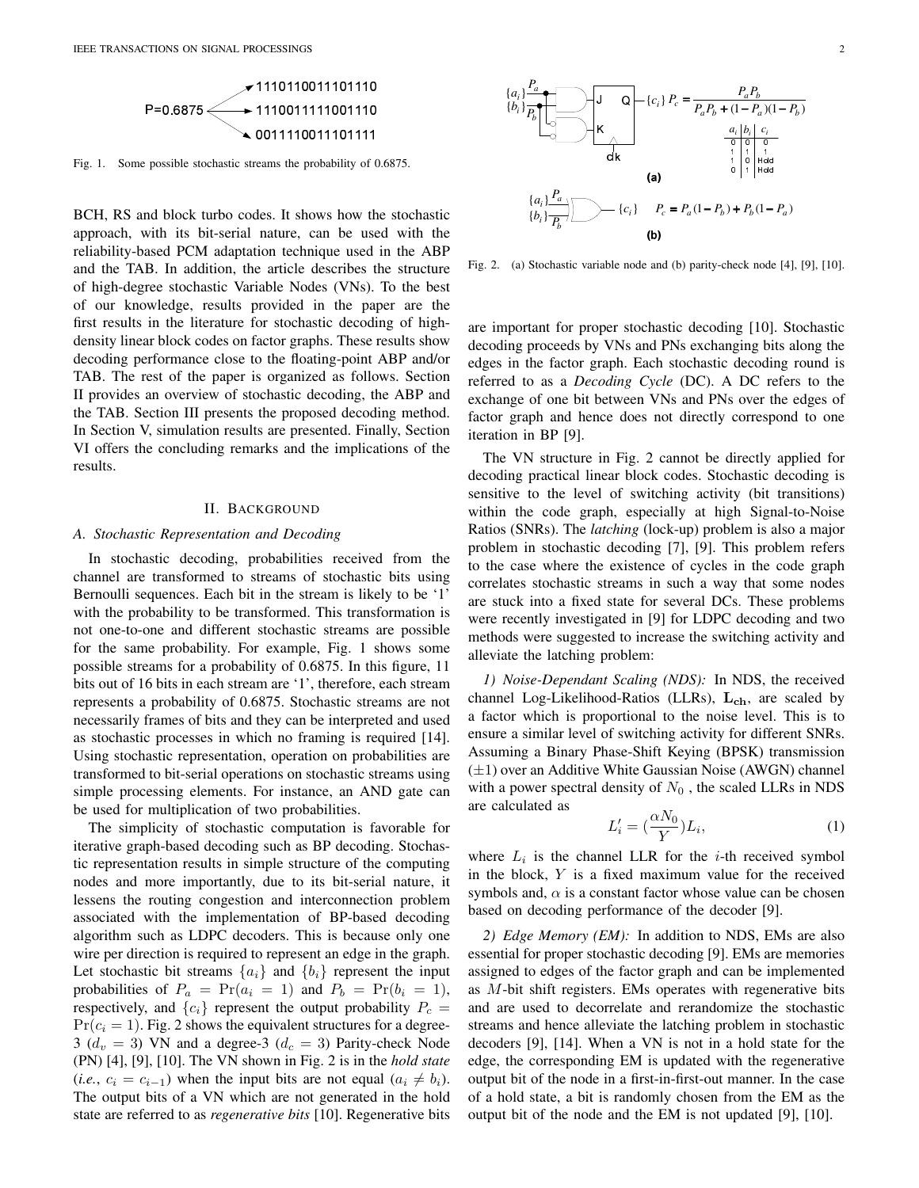Fig. 1. Some possible stochastic streams the probability of 0.6875.

BCH, RS and block turbo codes. It shows how the stochastic approach, with its bit-serial nature, can be used with the reliability-based PCM adaptation technique used in the ABP and the TAB. In addition, the article describes the structure of high-degree stochastic Variable Nodes (VNs). To the best of our knowledge, results provided in the paper are the first results in the literature for stochastic decoding of high-density linear block codes on factor graphs. These results show decoding performance close to the floating-point ABP and/or TAB. The rest of the paper is organized as follows. Section II provides an overview of stochastic decoding, the ABP and the TAB. Section III presents the proposed decoding method. In Section V, simulation results are presented. Finally, Section VI offers the concluding remarks and the implications of the results.

## II. Background

### A. Stochastic Representation and Decoding

In stochastic decoding, probabilities received from the channel are transformed to streams of stochastic bits using Bernoulli sequences. Each bit in the stream is likely to be '1' with the probability to be transformed. This transformation is not one-to-one and different stochastic streams are possible for the same probability. For example, Fig. 1 shows some possible streams for a probability of 0.6875. In this figure, 11 bits out of 16 bits in each stream are '1', therefore, each stream represents a probability of 0.6875. Stochastic streams are not necessarily frames of bits and they can be interpreted and used as stochastic processes in which no framing is required [14]. Using stochastic representation, operation on probabilities are transformed to bit-serial operations on stochastic streams using simple processing elements. For instance, an AND gate can be used for multiplication of two probabilities.

The simplicity of stochastic computation is favorable for iterative graph-based decoding such as BP decoding. Stochastic representation results in simple structure of the computing nodes and more importantly, due to its bit-serial nature, it lessens the routing congestion and interconnection problem associated with the implementation of BP-based decoding algorithm such as LDPC decoders. This is because only one wire per direction is required to represent an edge in the graph. Let stochastic bit streams $\{a_i\}$ and $\{b_i\}$ represent the input probabilities of $P_a = \Pr(a_i = 1)$ and $P_b = \Pr(b_i = 1)$, respectively, and $\{c_i\}$ represent the output probability $P_c = \Pr(c_i = 1)$. Fig. 2 shows the equivalent structures for a degree-3 ($d_v = 3$) VN and a degree-3 ($d_c = 3$) Parity-check Node (PN) [4], [9], [10]. The VN shown in Fig. 2 is in the *hold state* (*i.e.*, $c_i = c_{i-1}$) when the input bits are not equal ($a_i \neq b_i$). The output bits of a VN which are not generated in the hold state are referred to as *regenerative bits* [10]. Regenerative bits are important for proper stochastic decoding [10]. Stochastic decoding proceeds by VNs and PNs exchanging bits along the edges in the factor graph. Each stochastic decoding round is referred to as a *Decoding Cycle* (DC). A DC refers to the exchange of one bit between VNs and PNs over the edges of factor graph and hence does not directly correspond to one iteration in BP [9].

Fig. 2. (a) Stochastic variable node and (b) parity-check node [4], [9], [10].

The VN structure in Fig. 2 cannot be directly applied for decoding practical linear block codes. Stochastic decoding is sensitive to the level of switching activity (bit transitions) within the code graph, especially at high Signal-to-Noise Ratios (SNRs). The *latching* (lock-up) problem is also a major problem in stochastic decoding [7], [9]. This problem refers to the case where the existence of cycles in the code graph correlates stochastic streams in such a way that some nodes are stuck into a fixed state for several DCs. These problems were recently investigated in [9] for LDPC decoding and two methods were suggested to increase the switching activity and alleviate the latching problem:

*1) Noise-Dependant Scaling (NDS):* In NDS, the received channel Log-Likelihood-Ratios (LLRs), $\mathbf{L_{ch}}$, are scaled by a factor which is proportional to the noise level. This is to ensure a similar level of switching activity for different SNRs. Assuming a Binary Phase-Shift Keying (BPSK) transmission ($\pm 1$) over an Additive White Gaussian Noise (AWGN) channel with a power spectral density of $N_0$ , the scaled LLRs in NDS are calculated as

$$L'_i = (\frac{\alpha N_0}{Y}) L_i, \tag{1}$$

where $L_i$ is the channel LLR for the $i$-th received symbol in the block, $Y$ is a fixed maximum value for the received symbols and, $\alpha$ is a constant factor whose value can be chosen based on decoding performance of the decoder [9].

*2) Edge Memory (EM):* In addition to NDS, EMs are also essential for proper stochastic decoding [9]. EMs are memories assigned to edges of the factor graph and can be implemented as $M$-bit shift registers. EMs operates with regenerative bits and are used to decorrelate and rerandomize the stochastic streams and hence alleviate the latching problem in stochastic decoders [9], [14]. When a VN is not in a hold state for the edge, the corresponding EM is updated with the regenerative output bit of the node in a first-in-first-out manner. In the case of a hold state, a bit is randomly chosen from the EM as the output bit of the node and the EM is not updated [9], [10].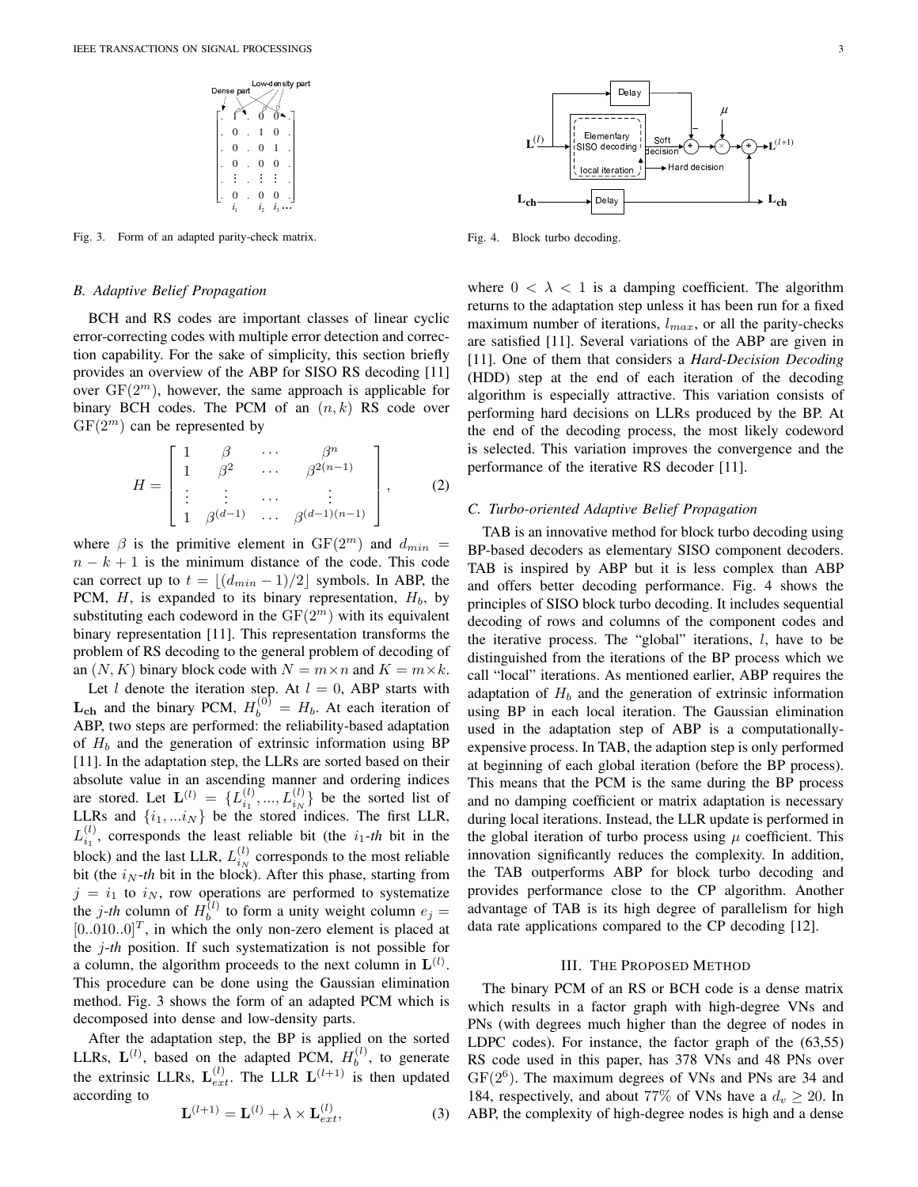Fig. 3. Form of an adapted parity-check matrix.

Fig. 4. Block turbo decoding.

### B. Adaptive Belief Propagation

BCH and RS codes are important classes of linear cyclic error-correcting codes with multiple error detection and correction capability. For the sake of simplicity, this section briefly provides an overview of the ABP for SISO RS decoding [11] over $\mathrm{GF}(2^m)$, however, the same approach is applicable for binary BCH codes. The PCM of an $(n, k)$ RS code over $\mathrm{GF}(2^m)$ can be represented by

$$H = \begin{bmatrix} 1 & \beta & \cdots & \beta^{n} \\ 1 & \beta^{2} & \cdots & \beta^{2(n-1)} \\ \vdots & \vdots & \cdots & \vdots \\ 1 & \beta^{(d-1)} & \cdots & \beta^{(d-1)(n-1)} \end{bmatrix}, \tag{2}$$

where $\beta$ is the primitive element in $\mathrm{GF}(2^m)$ and $d_{min} = n - k + 1$ is the minimum distance of the code. This code can correct up to $t = \lfloor (d_{min} - 1)/2 \rfloor$ symbols. In ABP, the PCM, $H$, is expanded to its binary representation, $H_b$, by substituting each codeword in the $\mathrm{GF}(2^m)$ with its equivalent binary representation [11]. This representation transforms the problem of RS decoding to the general problem of decoding of an $(N, K)$ binary block code with $N = m \times n$ and $K = m \times k$.

Let $l$ denote the iteration step. At $l = 0$, ABP starts with $\mathbf{L_{ch}}$ and the binary PCM, $H_b^{(0)} = H_b$. At each iteration of ABP, two steps are performed: the reliability-based adaptation of $H_b$ and the generation of extrinsic information using BP [11]. In the adaptation step, the LLRs are sorted based on their absolute value in an ascending manner and ordering indices are stored. Let $\mathbf{L}^{(l)} = \{L_{i_1}^{(l)}, ..., L_{i_N}^{(l)}\}$ be the sorted list of LLRs and $\{i_1, ... i_N\}$ be the stored indices. The first LLR, $L_{i_1}^{(l)}$, corresponds the least reliable bit (the $i_1$-*th* bit in the block) and the last LLR, $L_{i_N}^{(l)}$ corresponds to the most reliable bit (the $i_N$-*th* bit in the block). After this phase, starting from $j = i_1$ to $i_N$, row operations are performed to systematize the *j-th* column of $H_b^{(l)}$ to form a unity weight column $e_j = [0..010..0]^T$, in which the only non-zero element is placed at the *j-th* position. If such systematization is not possible for a column, the algorithm proceeds to the next column in $\mathbf{L}^{(l)}$. This procedure can be done using the Gaussian elimination method. Fig. 3 shows the form of an adapted PCM which is decomposed into dense and low-density parts.

After the adaptation step, the BP is applied on the sorted LLRs, $\mathbf{L}^{(l)}$, based on the adapted PCM, $H_b^{(l)}$, to generate the extrinsic LLRs, $\mathbf{L}_{ext}^{(l)}$. The LLR $\mathbf{L}^{(l+1)}$ is then updated according to

$$\mathbf{L}^{(l+1)} = \mathbf{L}^{(l)} + \lambda \times \mathbf{L}_{ext}^{(l)}, \tag{3}$$

where $0 < \lambda < 1$ is a damping coefficient. The algorithm returns to the adaptation step unless it has been run for a fixed maximum number of iterations, $l_{max}$, or all the parity-checks are satisfied [11]. Several variations of the ABP are given in [11]. One of them that considers a *Hard-Decision Decoding* (HDD) step at the end of each iteration of the decoding algorithm is especially attractive. This variation consists of performing hard decisions on LLRs produced by the BP. At the end of the decoding process, the most likely codeword is selected. This variation improves the convergence and the performance of the iterative RS decoder [11].

### C. Turbo-oriented Adaptive Belief Propagation

TAB is an innovative method for block turbo decoding using BP-based decoders as elementary SISO component decoders. TAB is inspired by ABP but it is less complex than ABP and offers better decoding performance. Fig. 4 shows the principles of SISO block turbo decoding. It includes sequential decoding of rows and columns of the component codes and the iterative process. The "global" iterations, $l$, have to be distinguished from the iterations of the BP process which we call "local" iterations. As mentioned earlier, ABP requires the adaptation of $H_b$ and the generation of extrinsic information using BP in each local iteration. The Gaussian elimination used in the adaptation step of ABP is a computationally-expensive process. In TAB, the adaption step is only performed at beginning of each global iteration (before the BP process). This means that the PCM is the same during the BP process and no damping coefficient or matrix adaptation is necessary during local iterations. Instead, the LLR update is performed in the global iteration of turbo process using $\mu$ coefficient. This innovation significantly reduces the complexity. In addition, the TAB outperforms ABP for block turbo decoding and provides performance close to the CP algorithm. Another advantage of TAB is its high degree of parallelism for high data rate applications compared to the CP decoding [12].

## III. The Proposed Method

The binary PCM of an RS or BCH code is a dense matrix which results in a factor graph with high-degree VNs and PNs (with degrees much higher than the degree of nodes in LDPC codes). For instance, the factor graph of the (63,55) RS code used in this paper, has 378 VNs and 48 PNs over $\mathrm{GF}(2^6)$. The maximum degrees of VNs and PNs are 34 and 184, respectively, and about 77% of VNs have a $d_v \geq 20$. In ABP, the complexity of high-degree nodes is high and a dense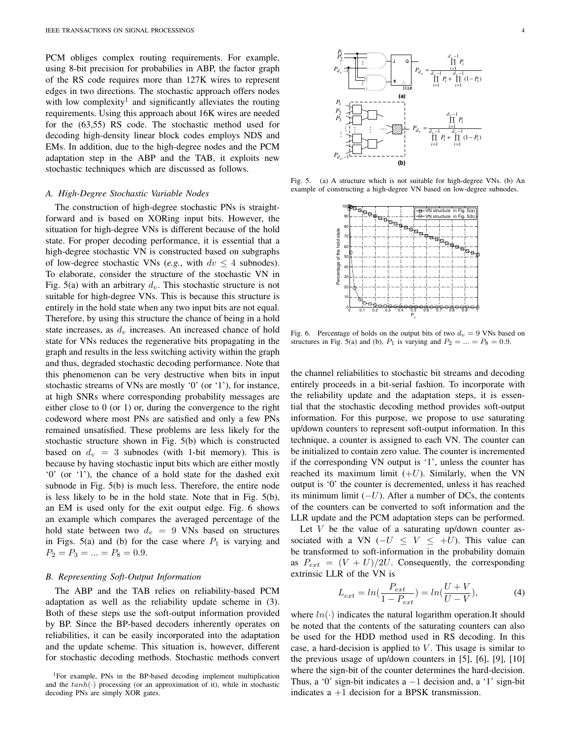PCM obliges complex routing requirements. For example, using 8-bit precision for probabilities in ABP, the factor graph of the RS code requires more than 127K wires to represent edges in two directions. The stochastic approach offers nodes with low complexity[1] and significantly alleviates the routing requirements. Using this approach about 16K wires are needed for the (63,55) RS code. The stochastic method used for decoding high-density linear block codes employs NDS and EMs. In addition, due to the high-degree nodes and the PCM adaptation step in the ABP and the TAB, it exploits new stochastic techniques which are discussed as follows.

### A. High-Degree Stochastic Variable Nodes

The construction of high-degree stochastic PNs is straightforward and is based on XORing input bits. However, the situation for high-degree VNs is different because of the hold state. For proper decoding performance, it is essential that a high-degree stochastic VN is constructed based on subgraphs of low-degree stochastic VNs (*e.g.*, with $dv \leq 4$ subnodes). To elaborate, consider the structure of the stochastic VN in Fig. 5(a) with an arbitrary $d_v$. This stochastic structure is not suitable for high-degree VNs. This is because this structure is entirely in the hold state when any two input bits are not equal. Therefore, by using this structure the chance of being in a hold state increases, as $d_v$ increases. An increased chance of hold state for VNs reduces the regenerative bits propagating in the graph and results in the less switching activity within the graph and thus, degraded stochastic decoding performance. Note that this phenomenon can be very destructive when bits in input stochastic streams of VNs are mostly '0' (or '1'), for instance, at high SNRs where corresponding probability messages are either close to 0 (or 1) or, during the convergence to the right codeword where most PNs are satisfied and only a few PNs remained unsatisfied. These problems are less likely for the stochastic structure shown in Fig. 5(b) which is constructed based on $d_v = 3$ subnodes (with 1-bit memory). This is because by having stochastic input bits which are either mostly '0' (or '1'), the chance of a hold state for the dashed exit subnode in Fig. 5(b) is much less. Therefore, the entire node is less likely to be in the hold state. Note that in Fig. 5(b), an EM is used only for the exit output edge. Fig. 6 shows an example which compares the averaged percentage of the hold state between two $d_v = 9$ VNs based on structures in Figs. 5(a) and (b) for the case where $P_1$ is varying and $P_2 = P_3 = ... = P_8 = 0.9$.

### B. Representing Soft-Output Information

The ABP and the TAB relies on reliability-based PCM adaptation as well as the reliability update scheme in (3). Both of these steps use the soft-output information provided by BP. Since the BP-based decoders inherently operates on reliabilities, it can be easily incorporated into the adaptation and the update scheme. This situation is, however, different for stochastic decoding methods. Stochastic methods convert

[1]For example, PNs in the BP-based decoding implement multiplication and the $tanh(\cdot)$ processing (or an approximation of it), while in stochastic decoding PNs are simply XOR gates.

Fig. 5. (a) A structure which is not suitable for high-degree VNs. (b) An example of constructing a high-degree VN based on low-degree subnodes.

Fig. 6. Percentage of holds on the output bits of two $d_v = 9$ VNs based on structures in Fig. 5(a) and (b), $P_1$ is varying and $P_2 = ... = P_8 = 0.9$.

the channel reliabilities to stochastic bit streams and decoding entirely proceeds in a bit-serial fashion. To incorporate with the reliability update and the adaptation steps, it is essential that the stochastic decoding method provides soft-output information. For this purpose, we propose to use saturating up/down counters to represent soft-output information. In this technique, a counter is assigned to each VN. The counter can be initialized to contain zero value. The counter is incremented if the corresponding VN output is '1', unless the counter has reached its maximum limit ($+U$). Similarly, when the VN output is '0' the counter is decremented, unless it has reached its minimum limit ($-U$). After a number of DCs, the contents of the counters can be converted to soft information and the LLR update and the PCM adaptation steps can be performed.

Let $V$ be the value of a saturating up/down counter associated with a VN ($-U \leq V \leq +U$). This value can be transformed to soft-information in the probability domain as $P_{ext} = (V + U)/2U$. Consequently, the corresponding extrinsic LLR of the VN is

$$L_{ext} = ln(\frac{P_{ext}}{1 - P_{ext}}) = ln(\frac{U + V}{U - V}), \tag{4}$$

where $ln(\cdot)$ indicates the natural logarithm operation.It should be noted that the contents of the saturating counters can also be used for the HDD method used in RS decoding. In this case, a hard-decision is applied to $V$. This usage is similar to the previous usage of up/down counters in [5], [6], [9], [10] where the sign-bit of the counter determines the hard-decision. Thus, a '0' sign-bit indicates a $-1$ decision and, a '1' sign-bit indicates a $+1$ decision for a BPSK transmission.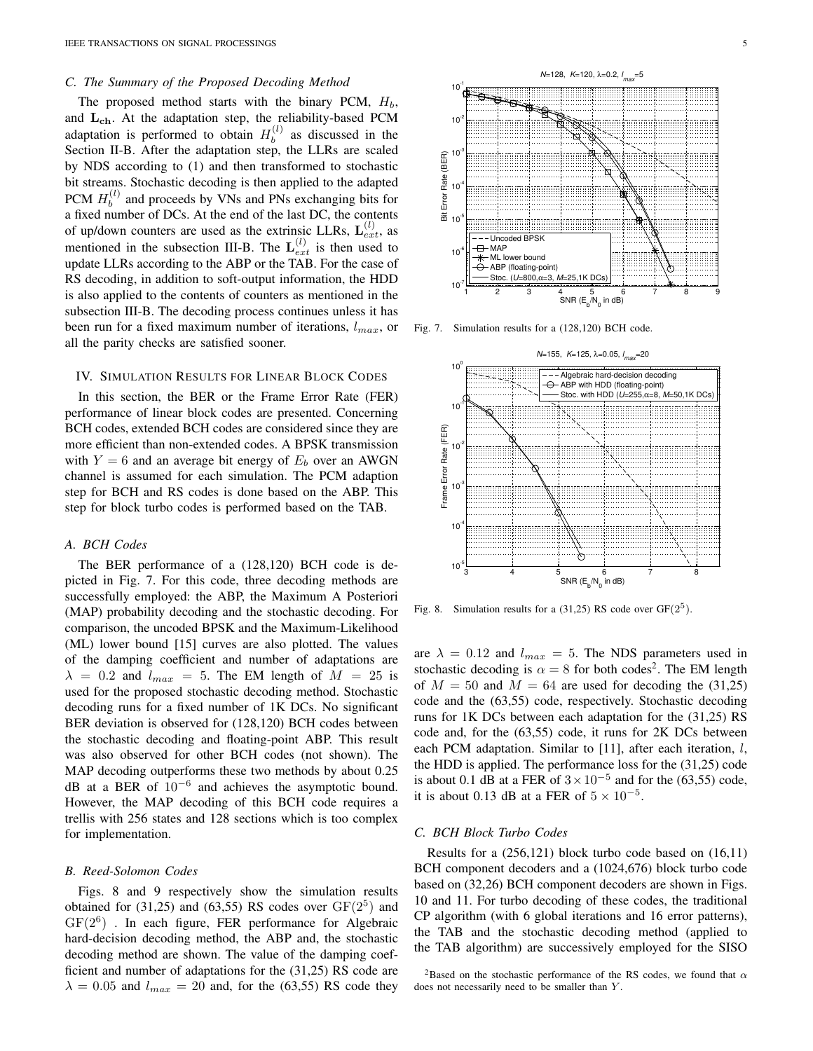### C. The Summary of the Proposed Decoding Method

The proposed method starts with the binary PCM, $H_b$, and $\mathbf{L_{ch}}$. At the adaptation step, the reliability-based PCM adaptation is performed to obtain $H_b^{(l)}$ as discussed in the Section II-B. After the adaptation step, the LLRs are scaled by NDS according to (1) and then transformed to stochastic bit streams. Stochastic decoding is then applied to the adapted PCM $H_b^{(l)}$ and proceeds by VNs and PNs exchanging bits for a fixed number of DCs. At the end of the last DC, the contents of up/down counters are used as the extrinsic LLRs, $\mathbf{L}_{ext}^{(l)}$, as mentioned in the subsection III-B. The $\mathbf{L}_{ext}^{(l)}$ is then used to update LLRs according to the ABP or the TAB. For the case of RS decoding, in addition to soft-output information, the HDD is also applied to the contents of counters as mentioned in the subsection III-B. The decoding process continues unless it has been run for a fixed maximum number of iterations, $l_{max}$, or all the parity checks are satisfied sooner.

## IV. Simulation Results for Linear Block Codes

In this section, the BER or the Frame Error Rate (FER) performance of linear block codes are presented. Concerning BCH codes, extended BCH codes are considered since they are more efficient than non-extended codes. A BPSK transmission with $Y = 6$ and an average bit energy of $E_b$ over an AWGN channel is assumed for each simulation. The PCM adaption step for BCH and RS codes is done based on the ABP. This step for block turbo codes is performed based on the TAB.

### A. BCH Codes

The BER performance of a (128,120) BCH code is depicted in Fig. 7. For this code, three decoding methods are successfully employed: the ABP, the Maximum A Posteriori (MAP) probability decoding and the stochastic decoding. For comparison, the uncoded BPSK and the Maximum-Likelihood (ML) lower bound [15] curves are also plotted. The values of the damping coefficient and number of adaptations are $\lambda = 0.2$ and $l_{max} = 5$. The EM length of $M = 25$ is used for the proposed stochastic decoding method. Stochastic decoding runs for a fixed number of 1K DCs. No significant BER deviation is observed for (128,120) BCH codes between the stochastic decoding and floating-point ABP. This result was also observed for other BCH codes (not shown). The MAP decoding outperforms these two methods by about 0.25 dB at a BER of $10^{-6}$ and achieves the asymptotic bound. However, the MAP decoding of this BCH code requires a trellis with 256 states and 128 sections which is too complex for implementation.

### B. Reed-Solomon Codes

Figs. 8 and 9 respectively show the simulation results obtained for (31,25) and (63,55) RS codes over $\mathrm{GF}(2^5)$ and $\mathrm{GF}(2^6)$ . In each figure, FER performance for Algebraic hard-decision decoding method, the ABP and, the stochastic decoding method are shown. The value of the damping coefficient and number of adaptations for the (31,25) RS code are $\lambda = 0.05$ and $l_{max} = 20$ and, for the (63,55) RS code they are $\lambda = 0.12$ and $l_{max} = 5$. The NDS parameters used in stochastic decoding is $\alpha = 8$ for both codes[2]. The EM length of $M = 50$ and $M = 64$ are used for decoding the (31,25) code and the (63,55) code, respectively. Stochastic decoding runs for 1K DCs between each adaptation for the (31,25) RS code and, for the (63,55) code, it runs for 2K DCs between each PCM adaptation. Similar to [11], after each iteration, $l$, the HDD is applied. The performance loss for the (31,25) code is about 0.1 dB at a FER of $3\times10^{-5}$ and for the (63,55) code, it is about 0.13 dB at a FER of $5 \times 10^{-5}$.

Fig. 7. Simulation results for a (128,120) BCH code.

Fig. 8. Simulation results for a (31,25) RS code over $\mathrm{GF}(2^5)$.

### C. BCH Block Turbo Codes

Results for a (256,121) block turbo code based on (16,11) BCH component decoders and a (1024,676) block turbo code based on (32,26) BCH component decoders are shown in Figs. 10 and 11. For turbo decoding of these codes, the traditional CP algorithm (with 6 global iterations and 16 error patterns), the TAB and the stochastic decoding method (applied to the TAB algorithm) are successively employed for the SISO

[2]Based on the stochastic performance of the RS codes, we found that $\alpha$ does not necessarily need to be smaller than $Y$.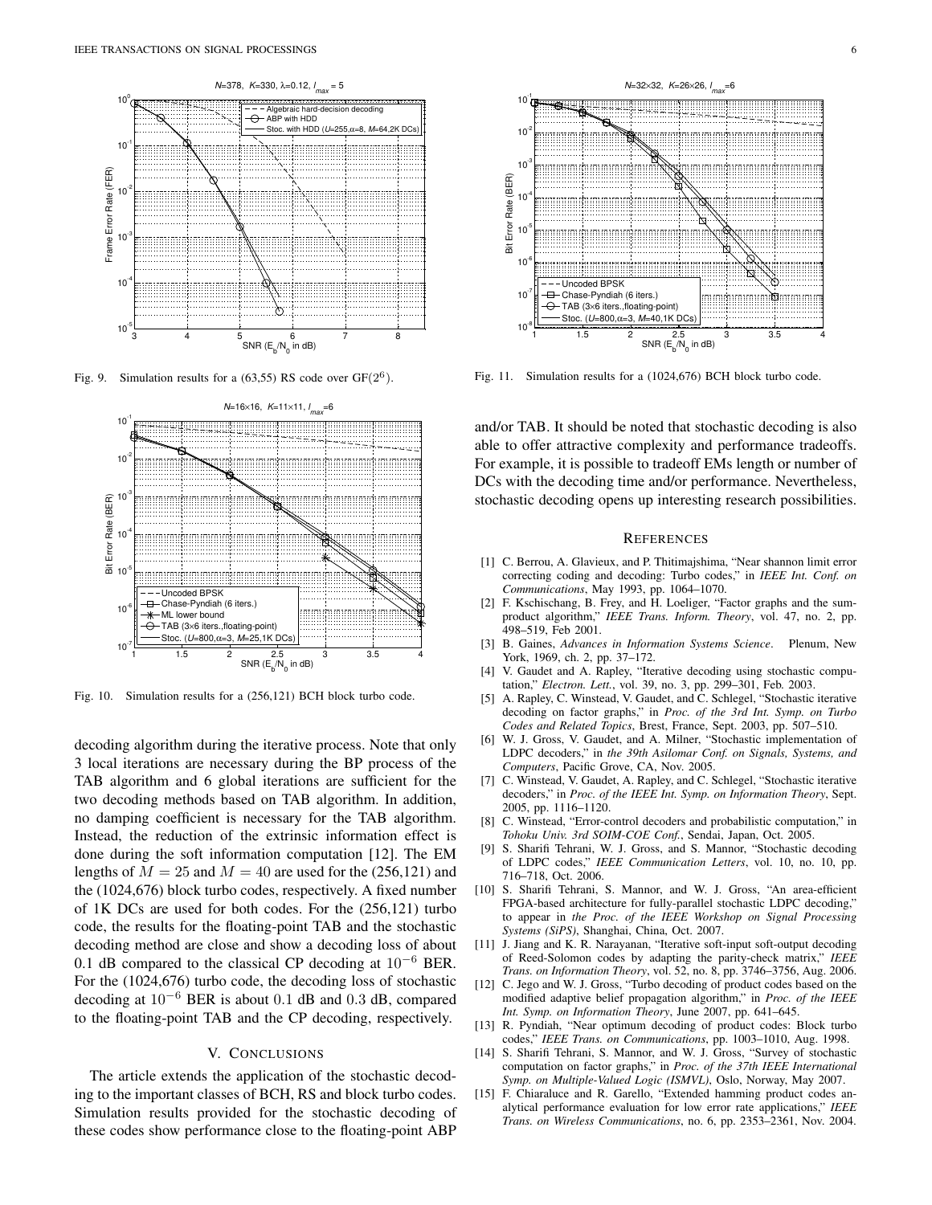$N$=378, $K$=330, $\lambda$=0.12, $l_{max}$= 5

Frame Error Rate (FER)

SNR ($E_b/N_0$ in dB)

Algebraic hard-decision decoding
ABP with HDD
Stoc. with HDD ($U$=255,$\alpha$=8, $M$=64,2K DCs)

Fig. 9. Simulation results for a (63,55) RS code over GF($2^6$).

$N$=16×16, $K$=11×11, $l_{max}$=6

Bit Error Rate (BER)

SNR ($E_b/N_0$ in dB)

Uncoded BPSK
Chase-Pyndiah (6 iters.)
ML lower bound
TAB (3×6 iters.,floating-point)
Stoc. ($U$=800,$\alpha$=3, $M$=25,1K DCs)

Fig. 10. Simulation results for a (256,121) BCH block turbo code.

$N$=32×32, $K$=26×26, $l_{max}$=6

Bit Error Rate (BER)

SNR ($E_b/N_0$ in dB)

Uncoded BPSK
Chase-Pyndiah (6 iters.)
TAB (3×6 iters.,floating-point)
Stoc. ($U$=800,$\alpha$=3, $M$=40,1K DCs)

Fig. 11. Simulation results for a (1024,676) BCH block turbo code.

decoding algorithm during the iterative process. Note that only 3 local iterations are necessary during the BP process of the TAB algorithm and 6 global iterations are sufficient for the two decoding methods based on TAB algorithm. In addition, no damping coefficient is necessary for the TAB algorithm. Instead, the reduction of the extrinsic information effect is done during the soft information computation [12]. The EM lengths of $M = 25$ and $M = 40$ are used for the (256,121) and the (1024,676) block turbo codes, respectively. A fixed number of 1K DCs are used for both codes. For the (256,121) turbo code, the results for the floating-point TAB and the stochastic decoding method are close and show a decoding loss of about 0.1 dB compared to the classical CP decoding at $10^{-6}$ BER. For the (1024,676) turbo code, the decoding loss of stochastic decoding at $10^{-6}$ BER is about 0.1 dB and 0.3 dB, compared to the floating-point TAB and the CP decoding, respectively.

## V. Conclusions

The article extends the application of the stochastic decoding to the important classes of BCH, RS and block turbo codes. Simulation results provided for the stochastic decoding of these codes show performance close to the floating-point ABP and/or TAB. It should be noted that stochastic decoding is also able to offer attractive complexity and performance tradeoffs. For example, it is possible to tradeoff EMs length or number of DCs with the decoding time and/or performance. Nevertheless, stochastic decoding opens up interesting research possibilities.

## References

[1] C. Berrou, A. Glavieux, and P. Thitimajshima, "Near shannon limit error correcting coding and decoding: Turbo codes," in *IEEE Int. Conf. on Communications*, May 1993, pp. 1064–1070.

[2] F. Kschischang, B. Frey, and H. Loeliger, "Factor graphs and the sum-product algorithm," *IEEE Trans. Inform. Theory*, vol. 47, no. 2, pp. 498–519, Feb 2001.

[3] B. Gaines, *Advances in Information Systems Science*. Plenum, New York, 1969, ch. 2, pp. 37–172.

[4] V. Gaudet and A. Rapley, "Iterative decoding using stochastic computation," *Electron. Lett.*, vol. 39, no. 3, pp. 299–301, Feb. 2003.

[5] A. Rapley, C. Winstead, V. Gaudet, and C. Schlegel, "Stochastic iterative decoding on factor graphs," in *Proc. of the 3rd Int. Symp. on Turbo Codes and Related Topics*, Brest, France, Sept. 2003, pp. 507–510.

[6] W. J. Gross, V. Gaudet, and A. Milner, "Stochastic implementation of LDPC decoders," in *the 39th Asilomar Conf. on Signals, Systems, and Computers*, Pacific Grove, CA, Nov. 2005.

[7] C. Winstead, V. Gaudet, A. Rapley, and C. Schlegel, "Stochastic iterative decoders," in *Proc. of the IEEE Int. Symp. on Information Theory*, Sept. 2005, pp. 1116–1120.

[8] C. Winstead, "Error-control decoders and probabilistic computation," in *Tohoku Univ. 3rd SOIM-COE Conf.*, Sendai, Japan, Oct. 2005.

[9] S. Sharifi Tehrani, W. J. Gross, and S. Mannor, "Stochastic decoding of LDPC codes," *IEEE Communication Letters*, vol. 10, no. 10, pp. 716–718, Oct. 2006.

[10] S. Sharifi Tehrani, S. Mannor, and W. J. Gross, "An area-efficient FPGA-based architecture for fully-parallel stochastic LDPC decoding," to appear in *the Proc. of the IEEE Workshop on Signal Processing Systems (SiPS)*, Shanghai, China, Oct. 2007.

[11] J. Jiang and K. R. Narayanan, "Iterative soft-input soft-output decoding of Reed-Solomon codes by adapting the parity-check matrix," *IEEE Trans. on Information Theory*, vol. 52, no. 8, pp. 3746–3756, Aug. 2006.

[12] C. Jego and W. J. Gross, "Turbo decoding of product codes based on the modified adaptive belief propagation algorithm," in *Proc. of the IEEE Int. Symp. on Information Theory*, June 2007, pp. 641–645.

[13] R. Pyndiah, "Near optimum decoding of product codes: Block turbo codes," *IEEE Trans. on Communications*, pp. 1003–1010, Aug. 1998.

[14] S. Sharifi Tehrani, S. Mannor, and W. J. Gross, "Survey of stochastic computation on factor graphs," in *Proc. of the 37th IEEE International Symp. on Multiple-Valued Logic (ISMVL)*, Oslo, Norway, May 2007.

[15] F. Chiaraluce and R. Garello, "Extended hamming product codes analytical performance evaluation for low error rate applications," *IEEE Trans. on Wireless Communications*, no. 6, pp. 2353–2361, Nov. 2004.